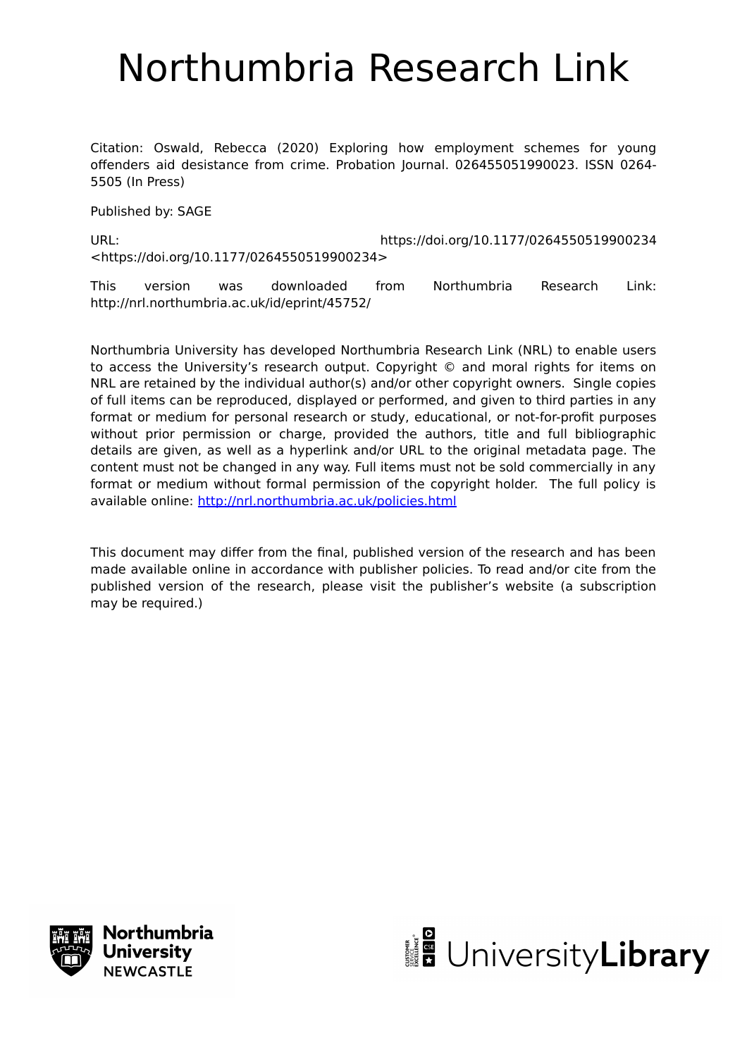# Northumbria Research Link

Citation: Oswald, Rebecca (2020) Exploring how employment schemes for young offenders aid desistance from crime. Probation Journal. 026455051990023. ISSN 0264-5505 (In Press)

Published by: SAGE

URL: https://doi.org/10.1177/0264550519900234 <https://doi.org/10.1177/0264550519900234>

This version was downloaded from Northumbria Research Link: http://nrl.northumbria.ac.uk/id/eprint/45752/

Northumbria University has developed Northumbria Research Link (NRL) to enable users to access the University's research output. Copyright © and moral rights for items on NRL are retained by the individual author(s) and/or other copyright owners. Single copies of full items can be reproduced, displayed or performed, and given to third parties in any format or medium for personal research or study, educational, or not-for-profit purposes without prior permission or charge, provided the authors, title and full bibliographic details are given, as well as a hyperlink and/or URL to the original metadata page. The content must not be changed in any way. Full items must not be sold commercially in any format or medium without formal permission of the copyright holder. The full policy is available online: http://nrl.northumbria.ac.uk/policies.html

This document may differ from the final, published version of the research and has been made available online in accordance with publisher policies. To read and/or cite from the published version of the research, please visit the publisher's website (a subscription may be required.)

Northumbria University NEWCASTLE

UniversityLibrary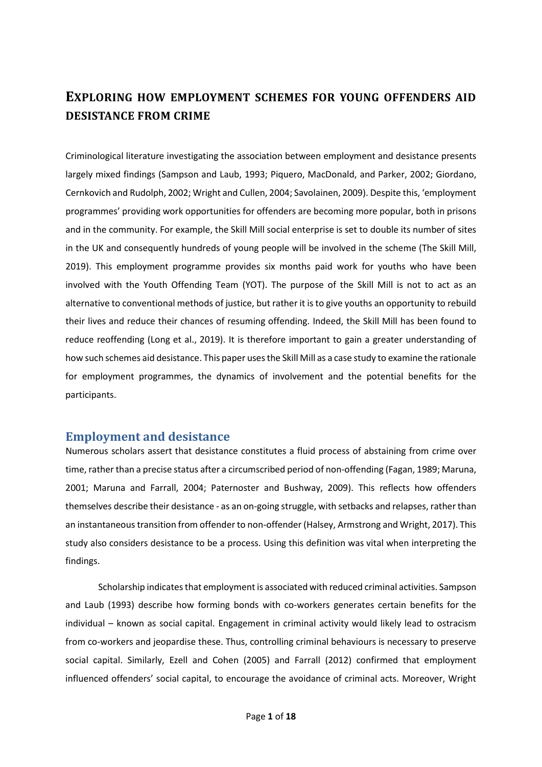# EXPLORING HOW EMPLOYMENT SCHEMES FOR YOUNG OFFENDERS AID DESISTANCE FROM CRIME

Criminological literature investigating the association between employment and desistance presents largely mixed findings (Sampson and Laub, 1993; Piquero, MacDonald, and Parker, 2002; Giordano, Cernkovich and Rudolph, 2002; Wright and Cullen, 2004; Savolainen, 2009). Despite this, 'employment programmes' providing work opportunities for offenders are becoming more popular, both in prisons and in the community. For example, the Skill Mill social enterprise is set to double its number of sites in the UK and consequently hundreds of young people will be involved in the scheme (The Skill Mill, 2019). This employment programme provides six months paid work for youths who have been involved with the Youth Offending Team (YOT). The purpose of the Skill Mill is not to act as an alternative to conventional methods of justice, but rather it is to give youths an opportunity to rebuild their lives and reduce their chances of resuming offending. Indeed, the Skill Mill has been found to reduce reoffending (Long et al., 2019). It is therefore important to gain a greater understanding of how such schemes aid desistance. This paper uses the Skill Mill as a case study to examine the rationale for employment programmes, the dynamics of involvement and the potential benefits for the participants.

## Employment and desistance

Numerous scholars assert that desistance constitutes a fluid process of abstaining from crime over time, rather than a precise status after a circumscribed period of non-offending (Fagan, 1989; Maruna, 2001; Maruna and Farrall, 2004; Paternoster and Bushway, 2009). This reflects how offenders themselves describe their desistance - as an on-going struggle, with setbacks and relapses, rather than an instantaneous transition from offender to non-offender (Halsey, Armstrong and Wright, 2017). This study also considers desistance to be a process. Using this definition was vital when interpreting the findings.

Scholarship indicates that employment is associated with reduced criminal activities. Sampson and Laub (1993) describe how forming bonds with co-workers generates certain benefits for the individual – known as social capital. Engagement in criminal activity would likely lead to ostracism from co-workers and jeopardise these. Thus, controlling criminal behaviours is necessary to preserve social capital. Similarly, Ezell and Cohen (2005) and Farrall (2012) confirmed that employment influenced offenders' social capital, to encourage the avoidance of criminal acts. Moreover, Wright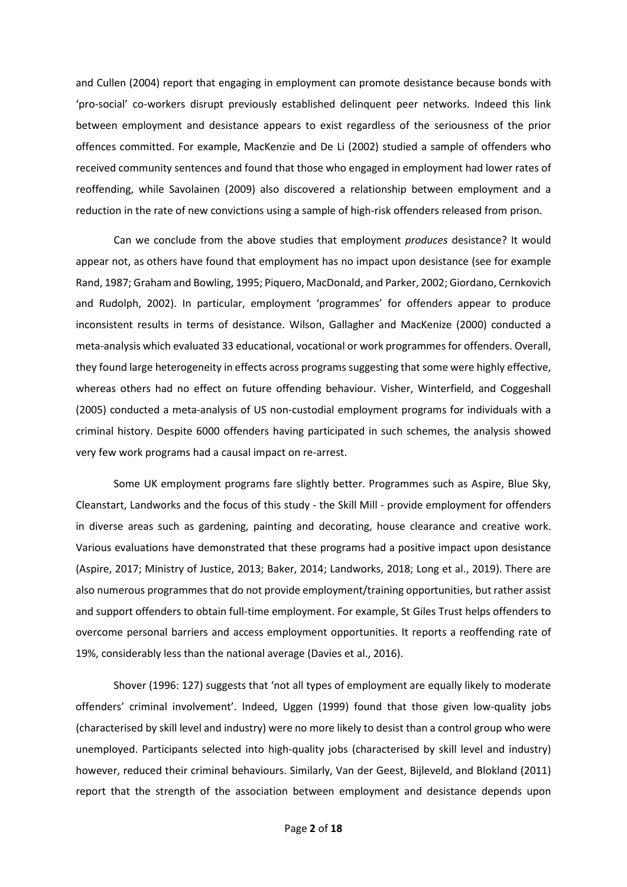and Cullen (2004) report that engaging in employment can promote desistance because bonds with 'pro-social' co-workers disrupt previously established delinquent peer networks. Indeed this link between employment and desistance appears to exist regardless of the seriousness of the prior offences committed. For example, MacKenzie and De Li (2002) studied a sample of offenders who received community sentences and found that those who engaged in employment had lower rates of reoffending, while Savolainen (2009) also discovered a relationship between employment and a reduction in the rate of new convictions using a sample of high-risk offenders released from prison.

Can we conclude from the above studies that employment *produces* desistance? It would appear not, as others have found that employment has no impact upon desistance (see for example Rand, 1987; Graham and Bowling, 1995; Piquero, MacDonald, and Parker, 2002; Giordano, Cernkovich and Rudolph, 2002). In particular, employment 'programmes' for offenders appear to produce inconsistent results in terms of desistance. Wilson, Gallagher and MacKenize (2000) conducted a meta-analysis which evaluated 33 educational, vocational or work programmes for offenders. Overall, they found large heterogeneity in effects across programs suggesting that some were highly effective, whereas others had no effect on future offending behaviour. Visher, Winterfield, and Coggeshall (2005) conducted a meta-analysis of US non-custodial employment programs for individuals with a criminal history. Despite 6000 offenders having participated in such schemes, the analysis showed very few work programs had a causal impact on re-arrest.

Some UK employment programs fare slightly better. Programmes such as Aspire, Blue Sky, Cleanstart, Landworks and the focus of this study - the Skill Mill - provide employment for offenders in diverse areas such as gardening, painting and decorating, house clearance and creative work. Various evaluations have demonstrated that these programs had a positive impact upon desistance (Aspire, 2017; Ministry of Justice, 2013; Baker, 2014; Landworks, 2018; Long et al., 2019). There are also numerous programmes that do not provide employment/training opportunities, but rather assist and support offenders to obtain full-time employment. For example, St Giles Trust helps offenders to overcome personal barriers and access employment opportunities. It reports a reoffending rate of 19%, considerably less than the national average (Davies et al., 2016).

Shover (1996: 127) suggests that 'not all types of employment are equally likely to moderate offenders' criminal involvement'. Indeed, Uggen (1999) found that those given low-quality jobs (characterised by skill level and industry) were no more likely to desist than a control group who were unemployed. Participants selected into high-quality jobs (characterised by skill level and industry) however, reduced their criminal behaviours. Similarly, Van der Geest, Bijleveld, and Blokland (2011) report that the strength of the association between employment and desistance depends upon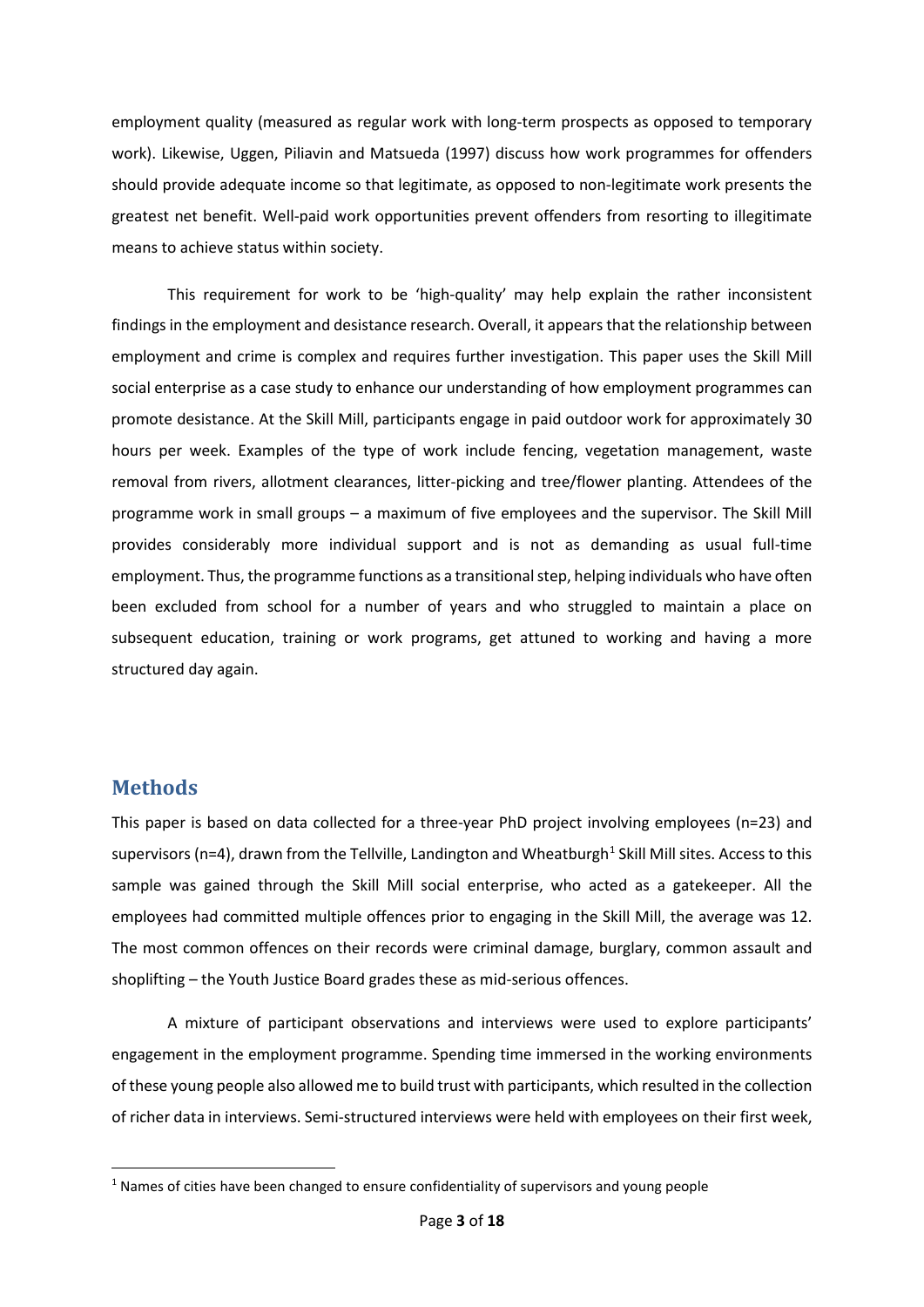employment quality (measured as regular work with long-term prospects as opposed to temporary work). Likewise, Uggen, Piliavin and Matsueda (1997) discuss how work programmes for offenders should provide adequate income so that legitimate, as opposed to non-legitimate work presents the greatest net benefit. Well-paid work opportunities prevent offenders from resorting to illegitimate means to achieve status within society.

This requirement for work to be 'high-quality' may help explain the rather inconsistent findings in the employment and desistance research. Overall, it appears that the relationship between employment and crime is complex and requires further investigation. This paper uses the Skill Mill social enterprise as a case study to enhance our understanding of how employment programmes can promote desistance. At the Skill Mill, participants engage in paid outdoor work for approximately 30 hours per week. Examples of the type of work include fencing, vegetation management, waste removal from rivers, allotment clearances, litter-picking and tree/flower planting. Attendees of the programme work in small groups – a maximum of five employees and the supervisor. The Skill Mill provides considerably more individual support and is not as demanding as usual full-time employment. Thus, the programme functions as a transitional step, helping individuals who have often been excluded from school for a number of years and who struggled to maintain a place on subsequent education, training or work programs, get attuned to working and having a more structured day again.

## Methods

This paper is based on data collected for a three-year PhD project involving employees (n=23) and supervisors (n=4), drawn from the Tellville, Landington and Wheatburgh[1] Skill Mill sites. Access to this sample was gained through the Skill Mill social enterprise, who acted as a gatekeeper. All the employees had committed multiple offences prior to engaging in the Skill Mill, the average was 12. The most common offences on their records were criminal damage, burglary, common assault and shoplifting – the Youth Justice Board grades these as mid-serious offences.

A mixture of participant observations and interviews were used to explore participants' engagement in the employment programme. Spending time immersed in the working environments of these young people also allowed me to build trust with participants, which resulted in the collection of richer data in interviews. Semi-structured interviews were held with employees on their first week,

[1] Names of cities have been changed to ensure confidentiality of supervisors and young people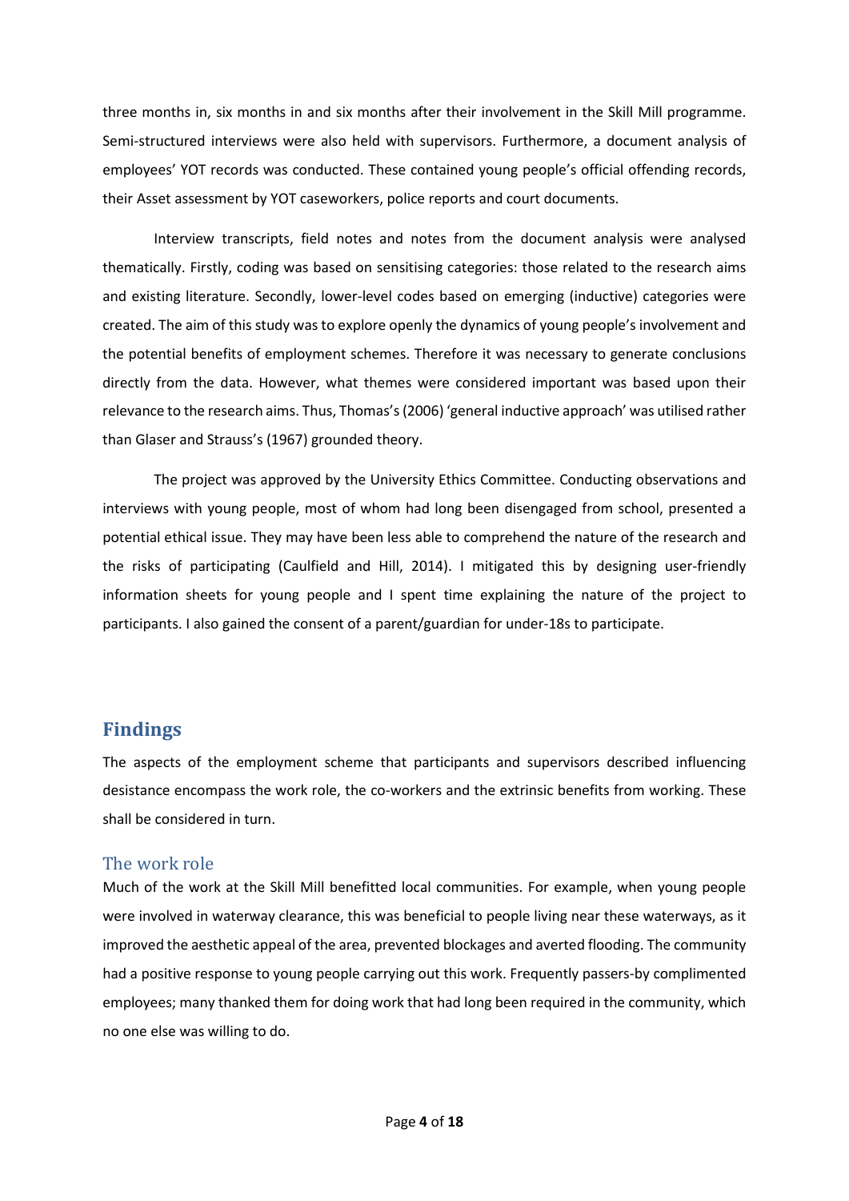three months in, six months in and six months after their involvement in the Skill Mill programme. Semi-structured interviews were also held with supervisors. Furthermore, a document analysis of employees' YOT records was conducted. These contained young people's official offending records, their Asset assessment by YOT caseworkers, police reports and court documents.

Interview transcripts, field notes and notes from the document analysis were analysed thematically. Firstly, coding was based on sensitising categories: those related to the research aims and existing literature. Secondly, lower-level codes based on emerging (inductive) categories were created. The aim of this study was to explore openly the dynamics of young people's involvement and the potential benefits of employment schemes. Therefore it was necessary to generate conclusions directly from the data. However, what themes were considered important was based upon their relevance to the research aims. Thus, Thomas's (2006) 'general inductive approach' was utilised rather than Glaser and Strauss's (1967) grounded theory.

The project was approved by the University Ethics Committee. Conducting observations and interviews with young people, most of whom had long been disengaged from school, presented a potential ethical issue. They may have been less able to comprehend the nature of the research and the risks of participating (Caulfield and Hill, 2014). I mitigated this by designing user-friendly information sheets for young people and I spent time explaining the nature of the project to participants. I also gained the consent of a parent/guardian for under-18s to participate.

## Findings

The aspects of the employment scheme that participants and supervisors described influencing desistance encompass the work role, the co-workers and the extrinsic benefits from working. These shall be considered in turn.

### The work role

Much of the work at the Skill Mill benefitted local communities. For example, when young people were involved in waterway clearance, this was beneficial to people living near these waterways, as it improved the aesthetic appeal of the area, prevented blockages and averted flooding. The community had a positive response to young people carrying out this work. Frequently passers-by complimented employees; many thanked them for doing work that had long been required in the community, which no one else was willing to do.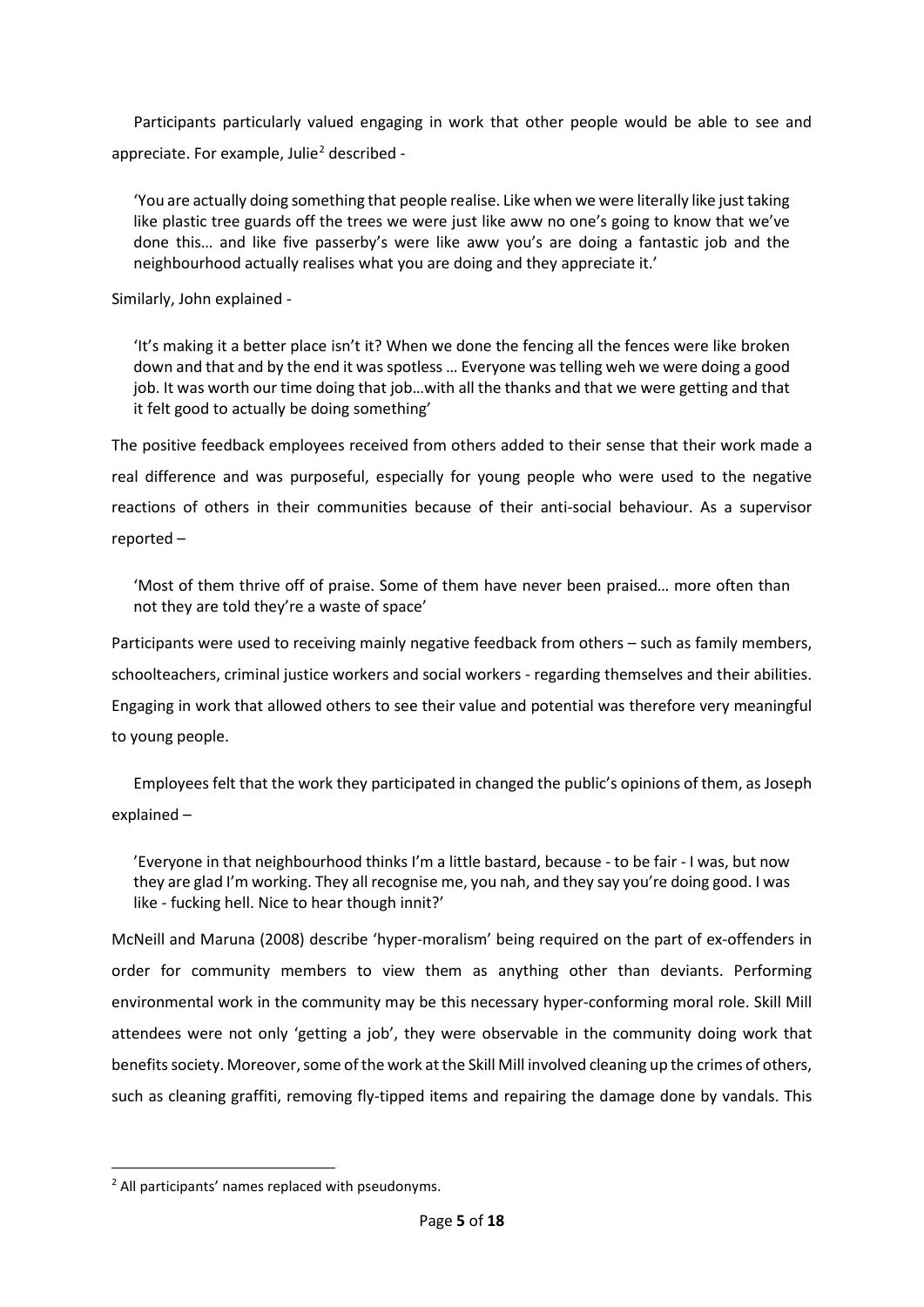Participants particularly valued engaging in work that other people would be able to see and appreciate. For example, Julie[2] described -

> 'You are actually doing something that people realise. Like when we were literally like just taking like plastic tree guards off the trees we were just like aww no one's going to know that we've done this… and like five passerby's were like aww you's are doing a fantastic job and the neighbourhood actually realises what you are doing and they appreciate it.'

Similarly, John explained -

> 'It's making it a better place isn't it? When we done the fencing all the fences were like broken down and that and by the end it was spotless … Everyone was telling weh we were doing a good job. It was worth our time doing that job…with all the thanks and that we were getting and that it felt good to actually be doing something'

The positive feedback employees received from others added to their sense that their work made a real difference and was purposeful, especially for young people who were used to the negative reactions of others in their communities because of their anti-social behaviour. As a supervisor reported –

> 'Most of them thrive off of praise. Some of them have never been praised… more often than not they are told they're a waste of space'

Participants were used to receiving mainly negative feedback from others – such as family members, schoolteachers, criminal justice workers and social workers - regarding themselves and their abilities. Engaging in work that allowed others to see their value and potential was therefore very meaningful to young people.

Employees felt that the work they participated in changed the public's opinions of them, as Joseph explained –

> 'Everyone in that neighbourhood thinks I'm a little bastard, because - to be fair - I was, but now they are glad I'm working. They all recognise me, you nah, and they say you're doing good. I was like - fucking hell. Nice to hear though innit?'

McNeill and Maruna (2008) describe 'hyper-moralism' being required on the part of ex-offenders in order for community members to view them as anything other than deviants. Performing environmental work in the community may be this necessary hyper-conforming moral role. Skill Mill attendees were not only 'getting a job', they were observable in the community doing work that benefits society. Moreover, some of the work at the Skill Mill involved cleaning up the crimes of others, such as cleaning graffiti, removing fly-tipped items and repairing the damage done by vandals. This

[2] All participants' names replaced with pseudonyms.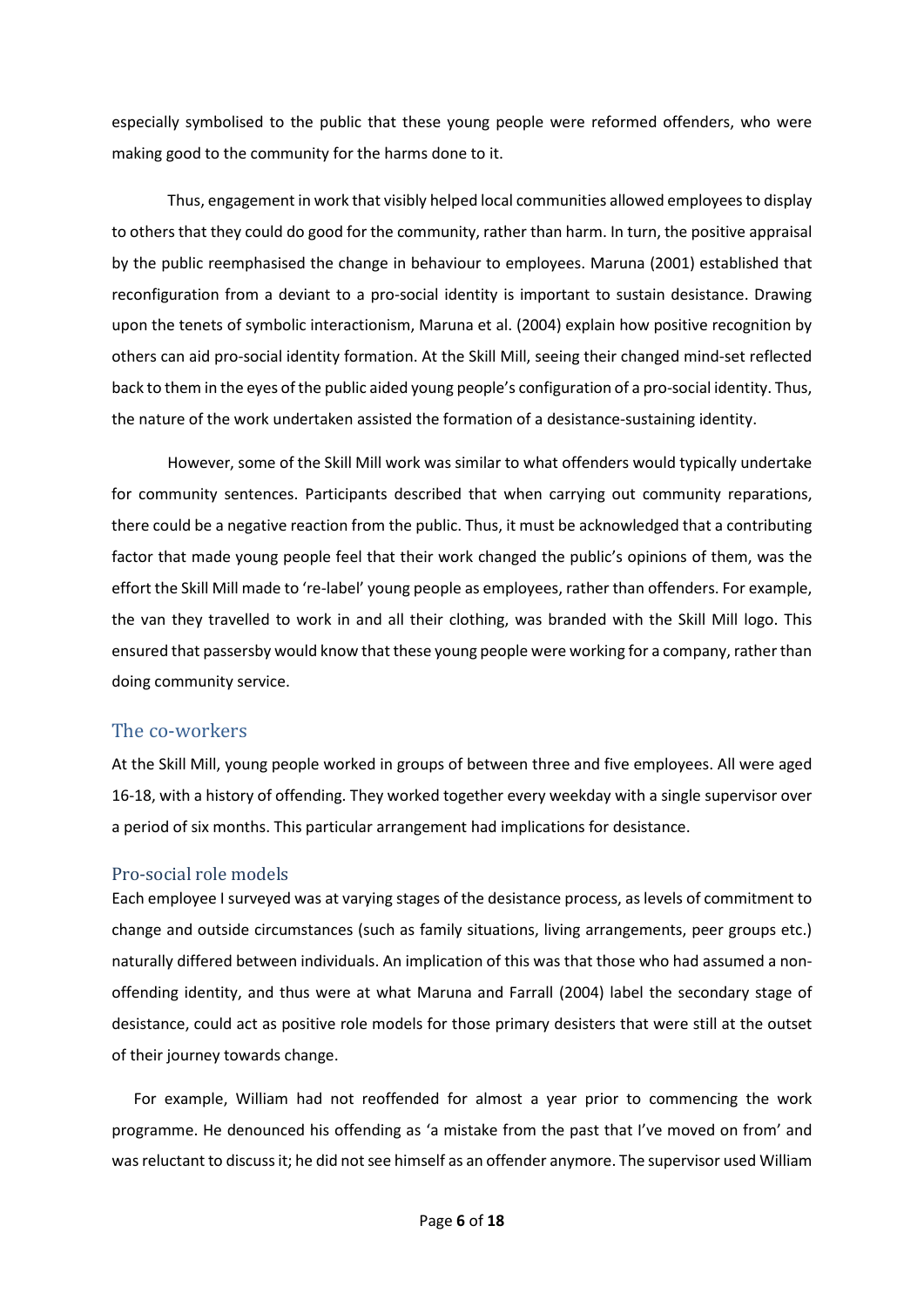especially symbolised to the public that these young people were reformed offenders, who were making good to the community for the harms done to it.

Thus, engagement in work that visibly helped local communities allowed employees to display to others that they could do good for the community, rather than harm. In turn, the positive appraisal by the public reemphasised the change in behaviour to employees. Maruna (2001) established that reconfiguration from a deviant to a pro-social identity is important to sustain desistance. Drawing upon the tenets of symbolic interactionism, Maruna et al. (2004) explain how positive recognition by others can aid pro-social identity formation. At the Skill Mill, seeing their changed mind-set reflected back to them in the eyes of the public aided young people's configuration of a pro-social identity. Thus, the nature of the work undertaken assisted the formation of a desistance-sustaining identity.

However, some of the Skill Mill work was similar to what offenders would typically undertake for community sentences. Participants described that when carrying out community reparations, there could be a negative reaction from the public. Thus, it must be acknowledged that a contributing factor that made young people feel that their work changed the public's opinions of them, was the effort the Skill Mill made to 're-label' young people as employees, rather than offenders. For example, the van they travelled to work in and all their clothing, was branded with the Skill Mill logo. This ensured that passersby would know that these young people were working for a company, rather than doing community service.

## The co-workers

At the Skill Mill, young people worked in groups of between three and five employees. All were aged 16-18, with a history of offending. They worked together every weekday with a single supervisor over a period of six months. This particular arrangement had implications for desistance.

### Pro-social role models

Each employee I surveyed was at varying stages of the desistance process, as levels of commitment to change and outside circumstances (such as family situations, living arrangements, peer groups etc.) naturally differed between individuals. An implication of this was that those who had assumed a non-offending identity, and thus were at what Maruna and Farrall (2004) label the secondary stage of desistance, could act as positive role models for those primary desisters that were still at the outset of their journey towards change.

For example, William had not reoffended for almost a year prior to commencing the work programme. He denounced his offending as 'a mistake from the past that I've moved on from' and was reluctant to discuss it; he did not see himself as an offender anymore. The supervisor used William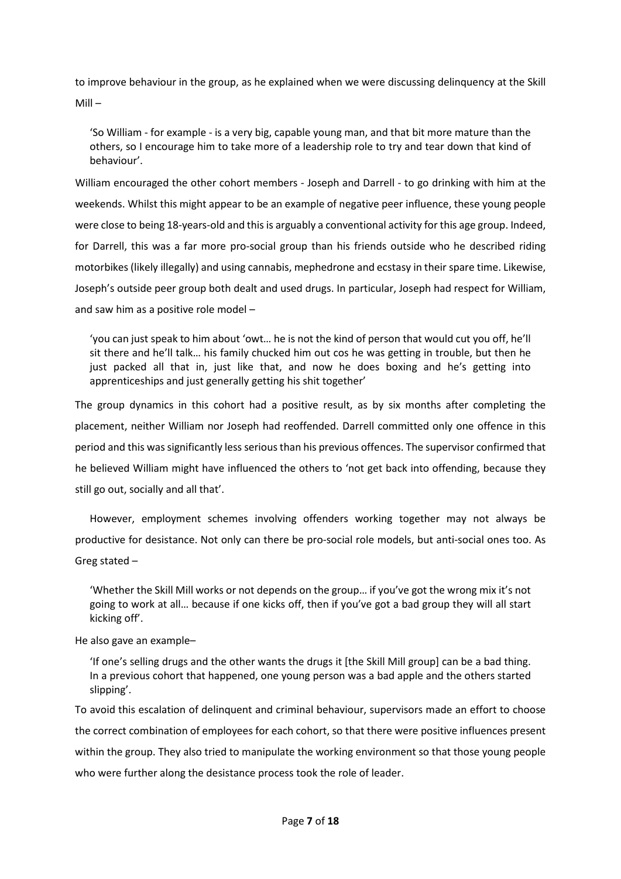to improve behaviour in the group, as he explained when we were discussing delinquency at the Skill Mill –

> 'So William - for example - is a very big, capable young man, and that bit more mature than the others, so I encourage him to take more of a leadership role to try and tear down that kind of behaviour'.

William encouraged the other cohort members - Joseph and Darrell - to go drinking with him at the weekends. Whilst this might appear to be an example of negative peer influence, these young people were close to being 18-years-old and this is arguably a conventional activity for this age group. Indeed, for Darrell, this was a far more pro-social group than his friends outside who he described riding motorbikes (likely illegally) and using cannabis, mephedrone and ecstasy in their spare time. Likewise, Joseph's outside peer group both dealt and used drugs. In particular, Joseph had respect for William, and saw him as a positive role model –

> 'you can just speak to him about 'owt… he is not the kind of person that would cut you off, he'll sit there and he'll talk… his family chucked him out cos he was getting in trouble, but then he just packed all that in, just like that, and now he does boxing and he's getting into apprenticeships and just generally getting his shit together'

The group dynamics in this cohort had a positive result, as by six months after completing the placement, neither William nor Joseph had reoffended. Darrell committed only one offence in this period and this was significantly less serious than his previous offences. The supervisor confirmed that he believed William might have influenced the others to 'not get back into offending, because they still go out, socially and all that'.

However, employment schemes involving offenders working together may not always be productive for desistance. Not only can there be pro-social role models, but anti-social ones too. As Greg stated –

> 'Whether the Skill Mill works or not depends on the group… if you've got the wrong mix it's not going to work at all… because if one kicks off, then if you've got a bad group they will all start kicking off'.

He also gave an example–

> 'If one's selling drugs and the other wants the drugs it [the Skill Mill group] can be a bad thing. In a previous cohort that happened, one young person was a bad apple and the others started slipping'.

To avoid this escalation of delinquent and criminal behaviour, supervisors made an effort to choose the correct combination of employees for each cohort, so that there were positive influences present within the group. They also tried to manipulate the working environment so that those young people who were further along the desistance process took the role of leader.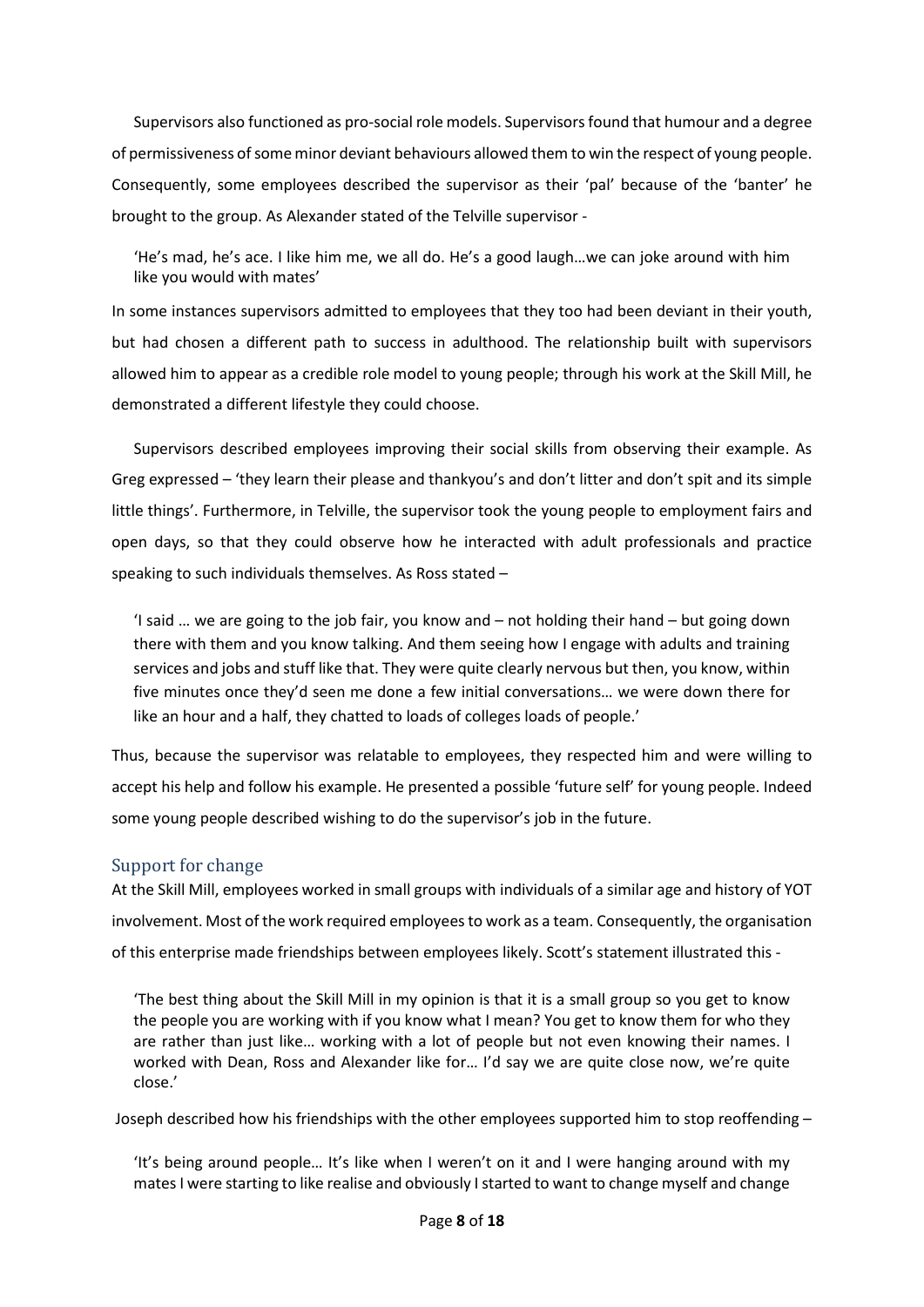Supervisors also functioned as pro-social role models. Supervisors found that humour and a degree of permissiveness of some minor deviant behaviours allowed them to win the respect of young people. Consequently, some employees described the supervisor as their 'pal' because of the 'banter' he brought to the group. As Alexander stated of the Telville supervisor -

> 'He's mad, he's ace. I like him me, we all do. He's a good laugh…we can joke around with him like you would with mates'

In some instances supervisors admitted to employees that they too had been deviant in their youth, but had chosen a different path to success in adulthood. The relationship built with supervisors allowed him to appear as a credible role model to young people; through his work at the Skill Mill, he demonstrated a different lifestyle they could choose.

Supervisors described employees improving their social skills from observing their example. As Greg expressed – 'they learn their please and thankyou's and don't litter and don't spit and its simple little things'. Furthermore, in Telville, the supervisor took the young people to employment fairs and open days, so that they could observe how he interacted with adult professionals and practice speaking to such individuals themselves. As Ross stated –

> 'I said … we are going to the job fair, you know and – not holding their hand – but going down there with them and you know talking. And them seeing how I engage with adults and training services and jobs and stuff like that. They were quite clearly nervous but then, you know, within five minutes once they'd seen me done a few initial conversations… we were down there for like an hour and a half, they chatted to loads of colleges loads of people.'

Thus, because the supervisor was relatable to employees, they respected him and were willing to accept his help and follow his example. He presented a possible 'future self' for young people. Indeed some young people described wishing to do the supervisor's job in the future.

## Support for change

At the Skill Mill, employees worked in small groups with individuals of a similar age and history of YOT involvement. Most of the work required employees to work as a team. Consequently, the organisation of this enterprise made friendships between employees likely. Scott's statement illustrated this -

> 'The best thing about the Skill Mill in my opinion is that it is a small group so you get to know the people you are working with if you know what I mean? You get to know them for who they are rather than just like… working with a lot of people but not even knowing their names. I worked with Dean, Ross and Alexander like for… I'd say we are quite close now, we're quite close.'

Joseph described how his friendships with the other employees supported him to stop reoffending –

> 'It's being around people… It's like when I weren't on it and I were hanging around with my mates I were starting to like realise and obviously I started to want to change myself and change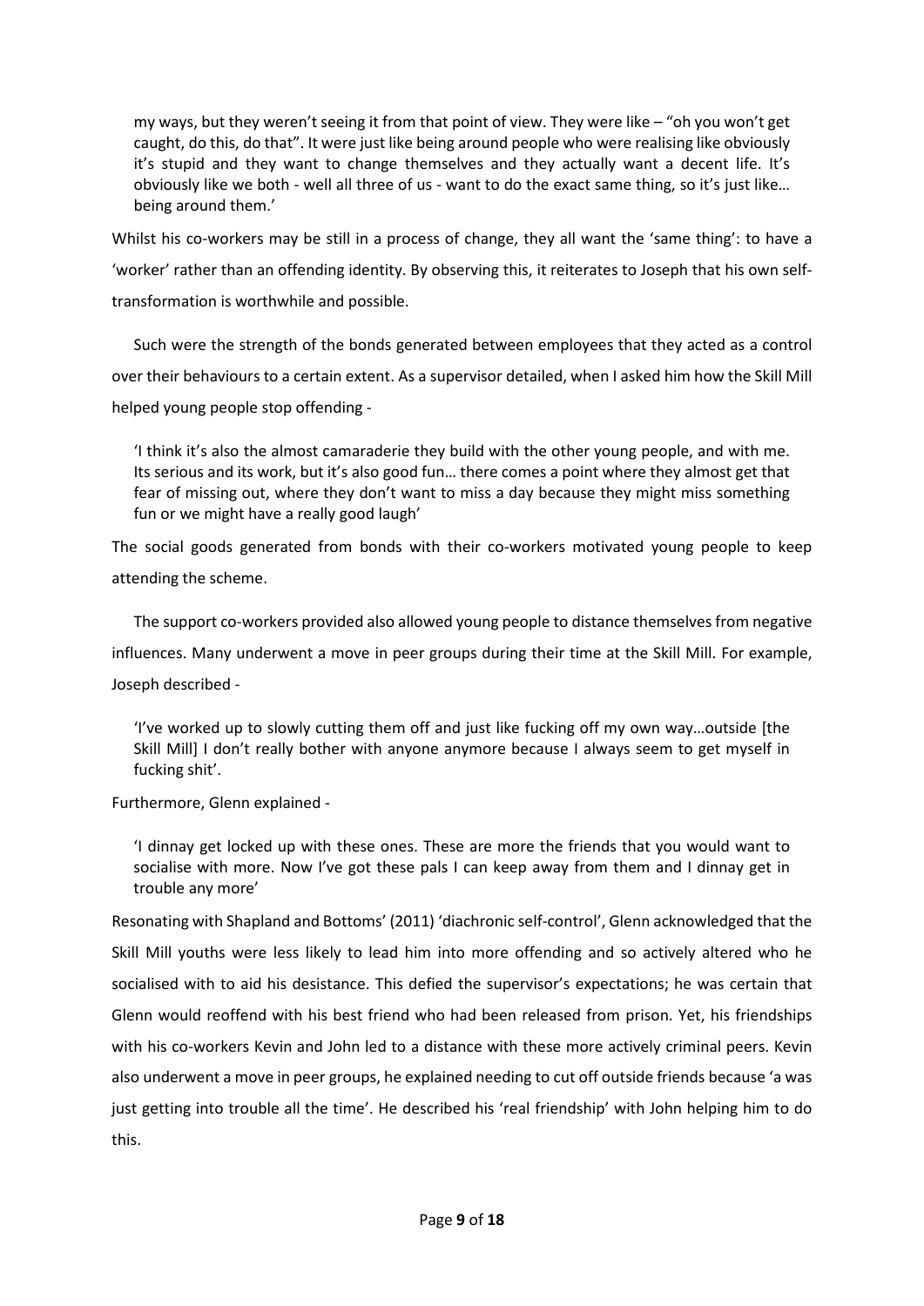> my ways, but they weren't seeing it from that point of view. They were like – "oh you won't get caught, do this, do that". It were just like being around people who were realising like obviously it's stupid and they want to change themselves and they actually want a decent life. It's obviously like we both - well all three of us - want to do the exact same thing, so it's just like… being around them.'

Whilst his co-workers may be still in a process of change, they all want the 'same thing': to have a 'worker' rather than an offending identity. By observing this, it reiterates to Joseph that his own self-transformation is worthwhile and possible.

Such were the strength of the bonds generated between employees that they acted as a control over their behaviours to a certain extent. As a supervisor detailed, when I asked him how the Skill Mill helped young people stop offending -

> 'I think it's also the almost camaraderie they build with the other young people, and with me. Its serious and its work, but it's also good fun… there comes a point where they almost get that fear of missing out, where they don't want to miss a day because they might miss something fun or we might have a really good laugh'

The social goods generated from bonds with their co-workers motivated young people to keep attending the scheme.

The support co-workers provided also allowed young people to distance themselves from negative influences. Many underwent a move in peer groups during their time at the Skill Mill. For example, Joseph described -

> 'I've worked up to slowly cutting them off and just like fucking off my own way…outside [the Skill Mill] I don't really bother with anyone anymore because I always seem to get myself in fucking shit'.

Furthermore, Glenn explained -

> 'I dinnay get locked up with these ones. These are more the friends that you would want to socialise with more. Now I've got these pals I can keep away from them and I dinnay get in trouble any more'

Resonating with Shapland and Bottoms' (2011) 'diachronic self-control', Glenn acknowledged that the Skill Mill youths were less likely to lead him into more offending and so actively altered who he socialised with to aid his desistance. This defied the supervisor's expectations; he was certain that Glenn would reoffend with his best friend who had been released from prison. Yet, his friendships with his co-workers Kevin and John led to a distance with these more actively criminal peers. Kevin also underwent a move in peer groups, he explained needing to cut off outside friends because 'a was just getting into trouble all the time'. He described his 'real friendship' with John helping him to do this.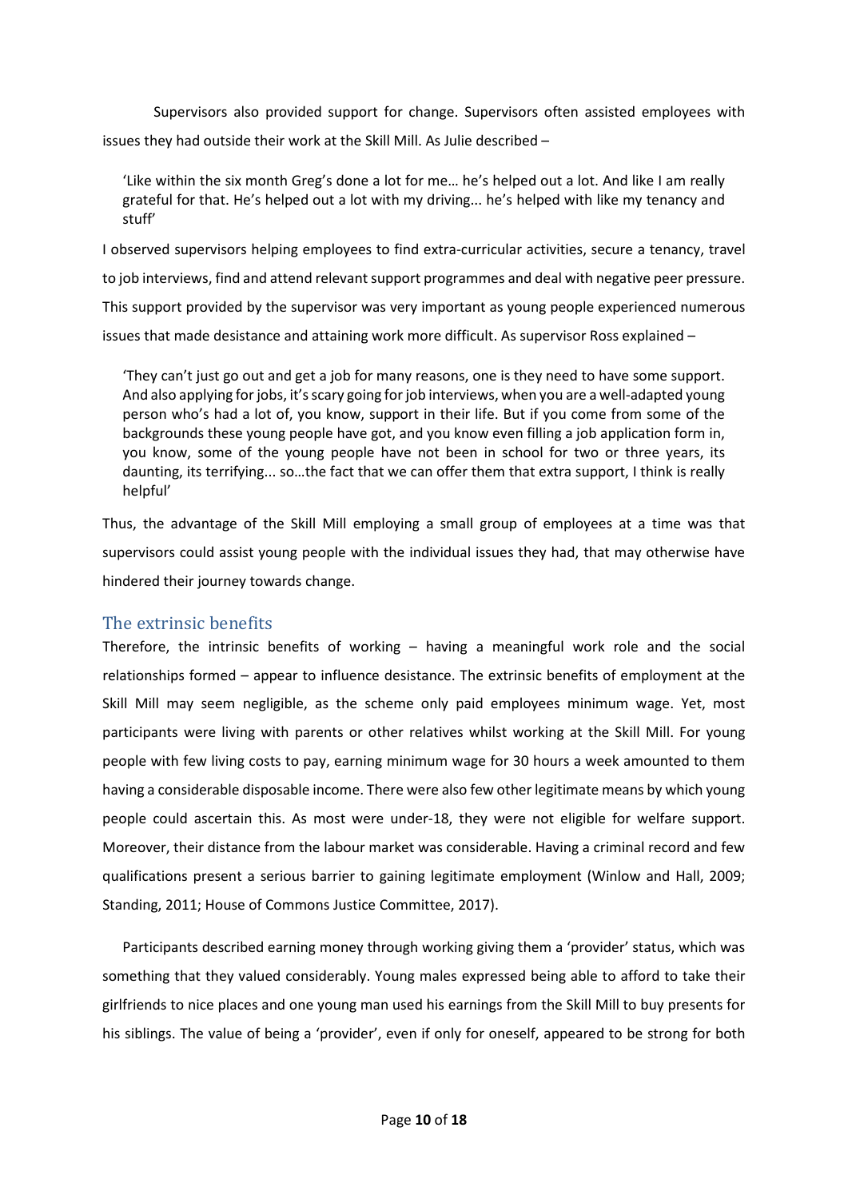Supervisors also provided support for change. Supervisors often assisted employees with issues they had outside their work at the Skill Mill. As Julie described –

> 'Like within the six month Greg's done a lot for me… he's helped out a lot. And like I am really grateful for that. He's helped out a lot with my driving... he's helped with like my tenancy and stuff'

I observed supervisors helping employees to find extra-curricular activities, secure a tenancy, travel to job interviews, find and attend relevant support programmes and deal with negative peer pressure. This support provided by the supervisor was very important as young people experienced numerous issues that made desistance and attaining work more difficult. As supervisor Ross explained –

> 'They can't just go out and get a job for many reasons, one is they need to have some support. And also applying for jobs, it's scary going for job interviews, when you are a well-adapted young person who's had a lot of, you know, support in their life. But if you come from some of the backgrounds these young people have got, and you know even filling a job application form in, you know, some of the young people have not been in school for two or three years, its daunting, its terrifying... so…the fact that we can offer them that extra support, I think is really helpful'

Thus, the advantage of the Skill Mill employing a small group of employees at a time was that supervisors could assist young people with the individual issues they had, that may otherwise have hindered their journey towards change.

## The extrinsic benefits

Therefore, the intrinsic benefits of working – having a meaningful work role and the social relationships formed – appear to influence desistance. The extrinsic benefits of employment at the Skill Mill may seem negligible, as the scheme only paid employees minimum wage. Yet, most participants were living with parents or other relatives whilst working at the Skill Mill. For young people with few living costs to pay, earning minimum wage for 30 hours a week amounted to them having a considerable disposable income. There were also few other legitimate means by which young people could ascertain this. As most were under-18, they were not eligible for welfare support. Moreover, their distance from the labour market was considerable. Having a criminal record and few qualifications present a serious barrier to gaining legitimate employment (Winlow and Hall, 2009; Standing, 2011; House of Commons Justice Committee, 2017).

Participants described earning money through working giving them a 'provider' status, which was something that they valued considerably. Young males expressed being able to afford to take their girlfriends to nice places and one young man used his earnings from the Skill Mill to buy presents for his siblings. The value of being a 'provider', even if only for oneself, appeared to be strong for both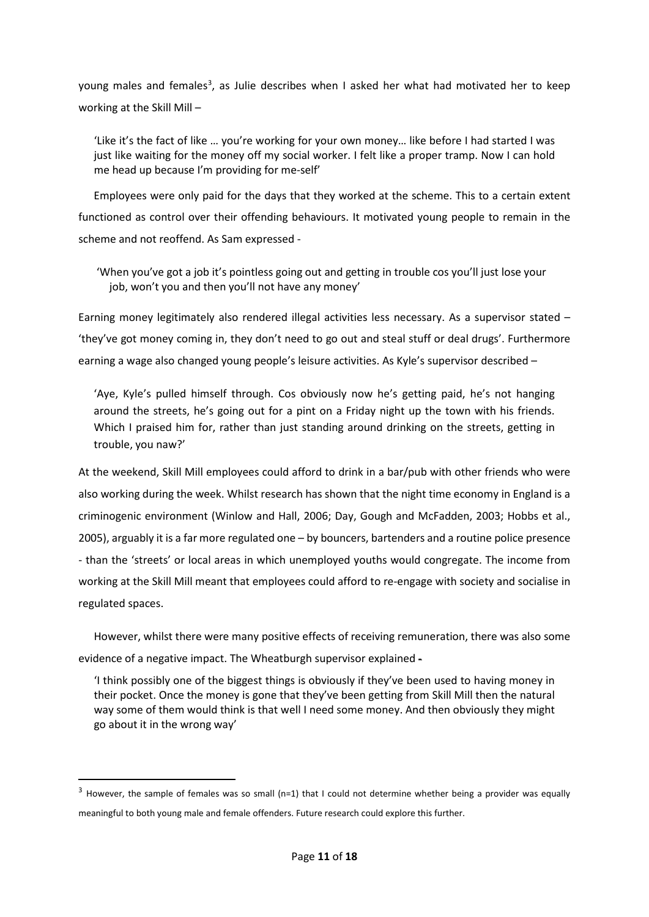young males and females[3], as Julie describes when I asked her what had motivated her to keep working at the Skill Mill –

> 'Like it's the fact of like … you're working for your own money… like before I had started I was just like waiting for the money off my social worker. I felt like a proper tramp. Now I can hold me head up because I'm providing for me-self'

Employees were only paid for the days that they worked at the scheme. This to a certain extent functioned as control over their offending behaviours. It motivated young people to remain in the scheme and not reoffend. As Sam expressed -

> 'When you've got a job it's pointless going out and getting in trouble cos you'll just lose your job, won't you and then you'll not have any money'

Earning money legitimately also rendered illegal activities less necessary. As a supervisor stated – 'they've got money coming in, they don't need to go out and steal stuff or deal drugs'. Furthermore earning a wage also changed young people's leisure activities. As Kyle's supervisor described –

> 'Aye, Kyle's pulled himself through. Cos obviously now he's getting paid, he's not hanging around the streets, he's going out for a pint on a Friday night up the town with his friends. Which I praised him for, rather than just standing around drinking on the streets, getting in trouble, you naw?'

At the weekend, Skill Mill employees could afford to drink in a bar/pub with other friends who were also working during the week. Whilst research has shown that the night time economy in England is a criminogenic environment (Winlow and Hall, 2006; Day, Gough and McFadden, 2003; Hobbs et al., 2005), arguably it is a far more regulated one – by bouncers, bartenders and a routine police presence - than the 'streets' or local areas in which unemployed youths would congregate. The income from working at the Skill Mill meant that employees could afford to re-engage with society and socialise in regulated spaces.

However, whilst there were many positive effects of receiving remuneration, there was also some evidence of a negative impact. The Wheatburgh supervisor explained -

> 'I think possibly one of the biggest things is obviously if they've been used to having money in their pocket. Once the money is gone that they've been getting from Skill Mill then the natural way some of them would think is that well I need some money. And then obviously they might go about it in the wrong way'

---

[3] However, the sample of females was so small (n=1) that I could not determine whether being a provider was equally meaningful to both young male and female offenders. Future research could explore this further.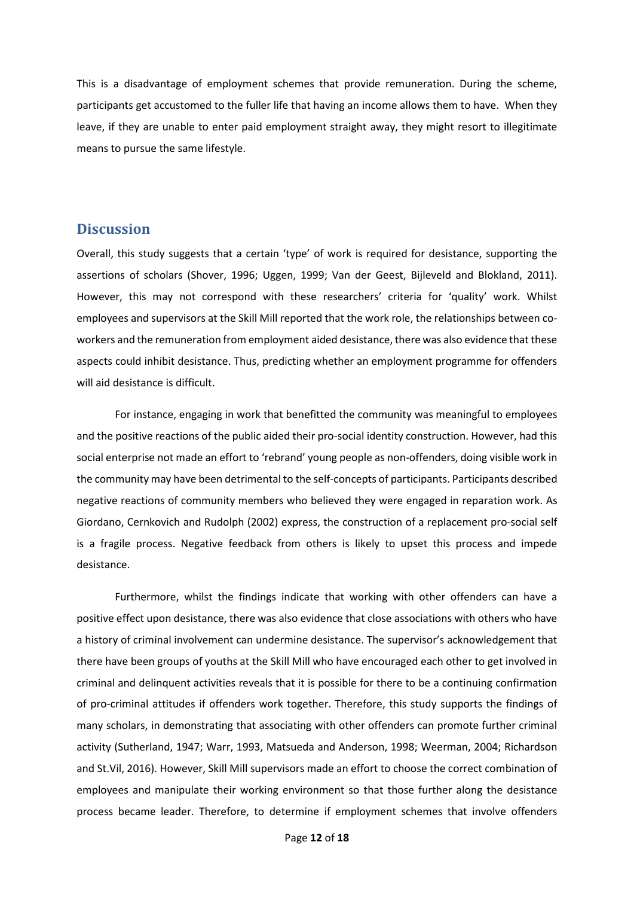This is a disadvantage of employment schemes that provide remuneration. During the scheme, participants get accustomed to the fuller life that having an income allows them to have. When they leave, if they are unable to enter paid employment straight away, they might resort to illegitimate means to pursue the same lifestyle.

## Discussion

Overall, this study suggests that a certain 'type' of work is required for desistance, supporting the assertions of scholars (Shover, 1996; Uggen, 1999; Van der Geest, Bijleveld and Blokland, 2011). However, this may not correspond with these researchers' criteria for 'quality' work. Whilst employees and supervisors at the Skill Mill reported that the work role, the relationships between co-workers and the remuneration from employment aided desistance, there was also evidence that these aspects could inhibit desistance. Thus, predicting whether an employment programme for offenders will aid desistance is difficult.

For instance, engaging in work that benefitted the community was meaningful to employees and the positive reactions of the public aided their pro-social identity construction. However, had this social enterprise not made an effort to 'rebrand' young people as non-offenders, doing visible work in the community may have been detrimental to the self-concepts of participants. Participants described negative reactions of community members who believed they were engaged in reparation work. As Giordano, Cernkovich and Rudolph (2002) express, the construction of a replacement pro-social self is a fragile process. Negative feedback from others is likely to upset this process and impede desistance.

Furthermore, whilst the findings indicate that working with other offenders can have a positive effect upon desistance, there was also evidence that close associations with others who have a history of criminal involvement can undermine desistance. The supervisor's acknowledgement that there have been groups of youths at the Skill Mill who have encouraged each other to get involved in criminal and delinquent activities reveals that it is possible for there to be a continuing confirmation of pro-criminal attitudes if offenders work together. Therefore, this study supports the findings of many scholars, in demonstrating that associating with other offenders can promote further criminal activity (Sutherland, 1947; Warr, 1993, Matsueda and Anderson, 1998; Weerman, 2004; Richardson and St.Vil, 2016). However, Skill Mill supervisors made an effort to choose the correct combination of employees and manipulate their working environment so that those further along the desistance process became leader. Therefore, to determine if employment schemes that involve offenders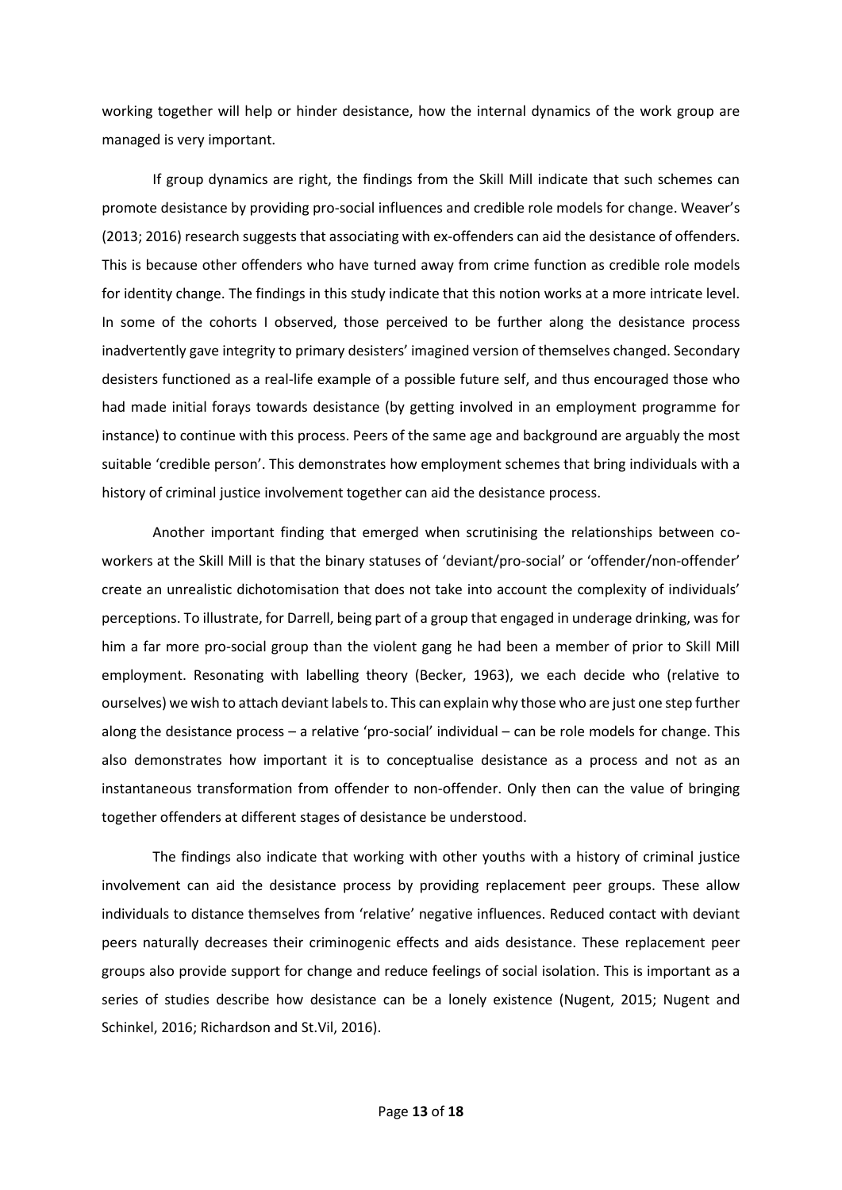working together will help or hinder desistance, how the internal dynamics of the work group are managed is very important.

If group dynamics are right, the findings from the Skill Mill indicate that such schemes can promote desistance by providing pro-social influences and credible role models for change. Weaver's (2013; 2016) research suggests that associating with ex-offenders can aid the desistance of offenders. This is because other offenders who have turned away from crime function as credible role models for identity change. The findings in this study indicate that this notion works at a more intricate level. In some of the cohorts I observed, those perceived to be further along the desistance process inadvertently gave integrity to primary desisters' imagined version of themselves changed. Secondary desisters functioned as a real-life example of a possible future self, and thus encouraged those who had made initial forays towards desistance (by getting involved in an employment programme for instance) to continue with this process. Peers of the same age and background are arguably the most suitable 'credible person'. This demonstrates how employment schemes that bring individuals with a history of criminal justice involvement together can aid the desistance process.

Another important finding that emerged when scrutinising the relationships between co-workers at the Skill Mill is that the binary statuses of 'deviant/pro-social' or 'offender/non-offender' create an unrealistic dichotomisation that does not take into account the complexity of individuals' perceptions. To illustrate, for Darrell, being part of a group that engaged in underage drinking, was for him a far more pro-social group than the violent gang he had been a member of prior to Skill Mill employment. Resonating with labelling theory (Becker, 1963), we each decide who (relative to ourselves) we wish to attach deviant labels to. This can explain why those who are just one step further along the desistance process – a relative 'pro-social' individual – can be role models for change. This also demonstrates how important it is to conceptualise desistance as a process and not as an instantaneous transformation from offender to non-offender. Only then can the value of bringing together offenders at different stages of desistance be understood.

The findings also indicate that working with other youths with a history of criminal justice involvement can aid the desistance process by providing replacement peer groups. These allow individuals to distance themselves from 'relative' negative influences. Reduced contact with deviant peers naturally decreases their criminogenic effects and aids desistance. These replacement peer groups also provide support for change and reduce feelings of social isolation. This is important as a series of studies describe how desistance can be a lonely existence (Nugent, 2015; Nugent and Schinkel, 2016; Richardson and St.Vil, 2016).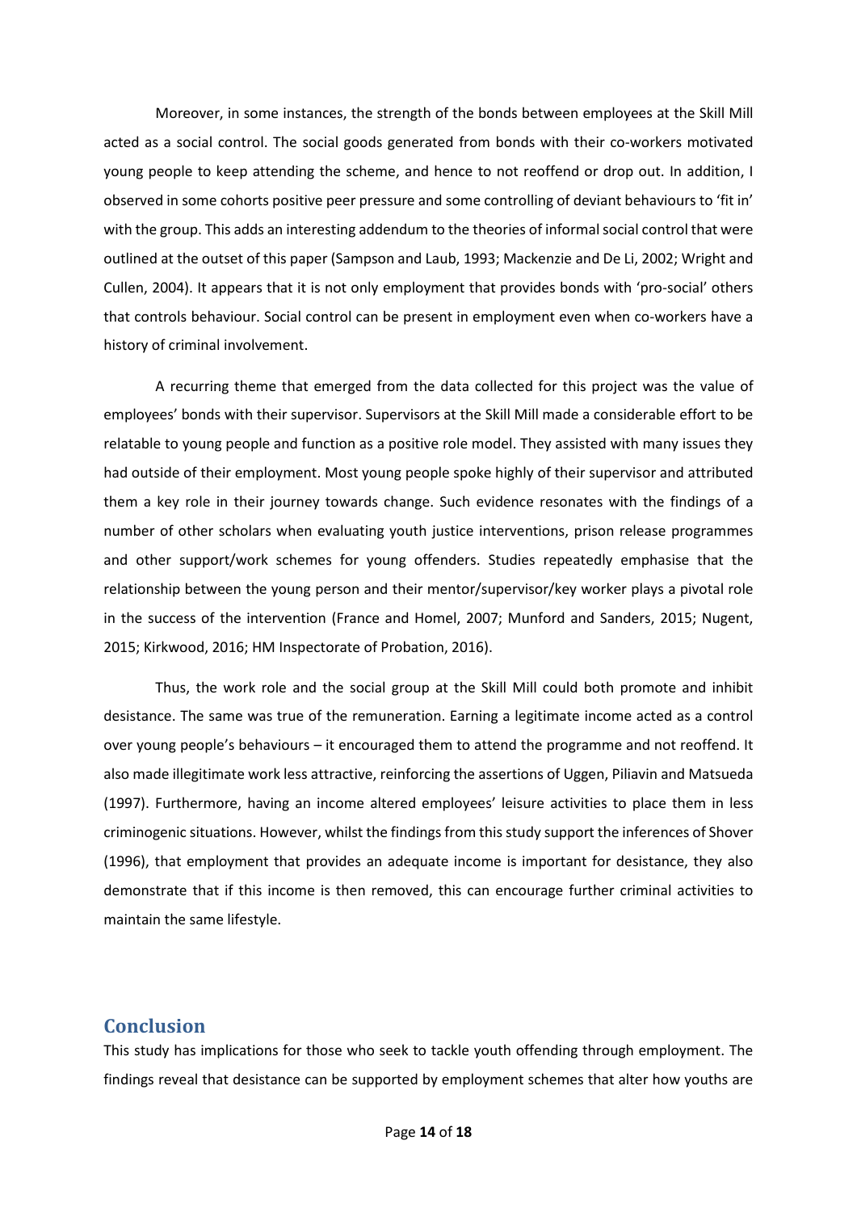Moreover, in some instances, the strength of the bonds between employees at the Skill Mill acted as a social control. The social goods generated from bonds with their co-workers motivated young people to keep attending the scheme, and hence to not reoffend or drop out. In addition, I observed in some cohorts positive peer pressure and some controlling of deviant behaviours to 'fit in' with the group. This adds an interesting addendum to the theories of informal social control that were outlined at the outset of this paper (Sampson and Laub, 1993; Mackenzie and De Li, 2002; Wright and Cullen, 2004). It appears that it is not only employment that provides bonds with 'pro-social' others that controls behaviour. Social control can be present in employment even when co-workers have a history of criminal involvement.

A recurring theme that emerged from the data collected for this project was the value of employees' bonds with their supervisor. Supervisors at the Skill Mill made a considerable effort to be relatable to young people and function as a positive role model. They assisted with many issues they had outside of their employment. Most young people spoke highly of their supervisor and attributed them a key role in their journey towards change. Such evidence resonates with the findings of a number of other scholars when evaluating youth justice interventions, prison release programmes and other support/work schemes for young offenders. Studies repeatedly emphasise that the relationship between the young person and their mentor/supervisor/key worker plays a pivotal role in the success of the intervention (France and Homel, 2007; Munford and Sanders, 2015; Nugent, 2015; Kirkwood, 2016; HM Inspectorate of Probation, 2016).

Thus, the work role and the social group at the Skill Mill could both promote and inhibit desistance. The same was true of the remuneration. Earning a legitimate income acted as a control over young people's behaviours – it encouraged them to attend the programme and not reoffend. It also made illegitimate work less attractive, reinforcing the assertions of Uggen, Piliavin and Matsueda (1997). Furthermore, having an income altered employees' leisure activities to place them in less criminogenic situations. However, whilst the findings from this study support the inferences of Shover (1996), that employment that provides an adequate income is important for desistance, they also demonstrate that if this income is then removed, this can encourage further criminal activities to maintain the same lifestyle.

## Conclusion

This study has implications for those who seek to tackle youth offending through employment. The findings reveal that desistance can be supported by employment schemes that alter how youths are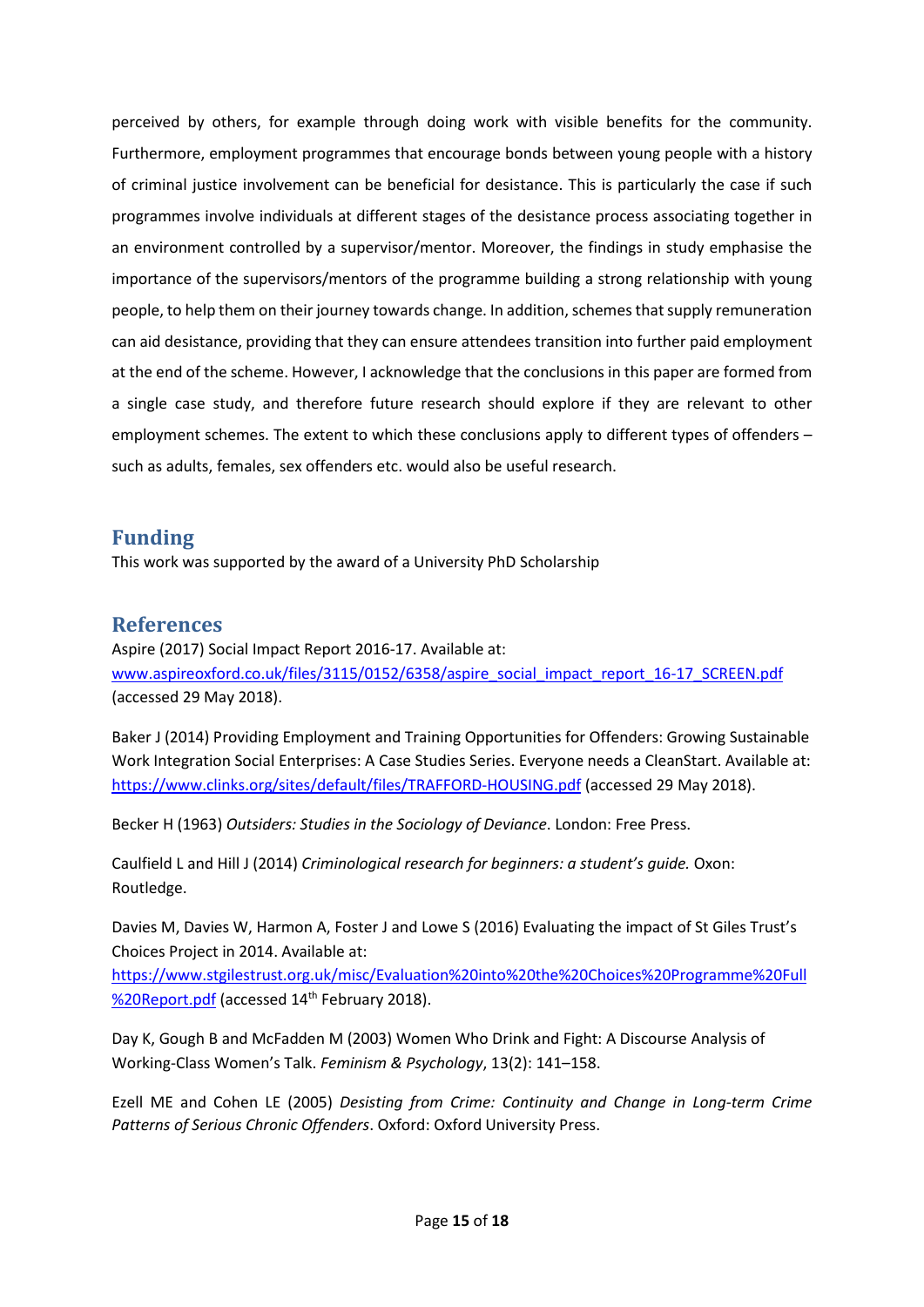perceived by others, for example through doing work with visible benefits for the community. Furthermore, employment programmes that encourage bonds between young people with a history of criminal justice involvement can be beneficial for desistance. This is particularly the case if such programmes involve individuals at different stages of the desistance process associating together in an environment controlled by a supervisor/mentor. Moreover, the findings in study emphasise the importance of the supervisors/mentors of the programme building a strong relationship with young people, to help them on their journey towards change. In addition, schemes that supply remuneration can aid desistance, providing that they can ensure attendees transition into further paid employment at the end of the scheme. However, I acknowledge that the conclusions in this paper are formed from a single case study, and therefore future research should explore if they are relevant to other employment schemes. The extent to which these conclusions apply to different types of offenders – such as adults, females, sex offenders etc. would also be useful research.

## Funding

This work was supported by the award of a University PhD Scholarship

## References

Aspire (2017) Social Impact Report 2016-17. Available at: www.aspireoxford.co.uk/files/3115/0152/6358/aspire_social_impact_report_16-17_SCREEN.pdf (accessed 29 May 2018).

Baker J (2014) Providing Employment and Training Opportunities for Offenders: Growing Sustainable Work Integration Social Enterprises: A Case Studies Series. Everyone needs a CleanStart. Available at: https://www.clinks.org/sites/default/files/TRAFFORD-HOUSING.pdf (accessed 29 May 2018).

Becker H (1963) *Outsiders: Studies in the Sociology of Deviance*. London: Free Press.

Caulfield L and Hill J (2014) *Criminological research for beginners: a student's guide.* Oxon: Routledge.

Davies M, Davies W, Harmon A, Foster J and Lowe S (2016) Evaluating the impact of St Giles Trust's Choices Project in 2014. Available at: https://www.stgilestrust.org.uk/misc/Evaluation%20into%20the%20Choices%20Programme%20Full%20Report.pdf (accessed 14th February 2018).

Day K, Gough B and McFadden M (2003) Women Who Drink and Fight: A Discourse Analysis of Working-Class Women's Talk. *Feminism & Psychology*, 13(2): 141–158.

Ezell ME and Cohen LE (2005) *Desisting from Crime: Continuity and Change in Long-term Crime Patterns of Serious Chronic Offenders*. Oxford: Oxford University Press.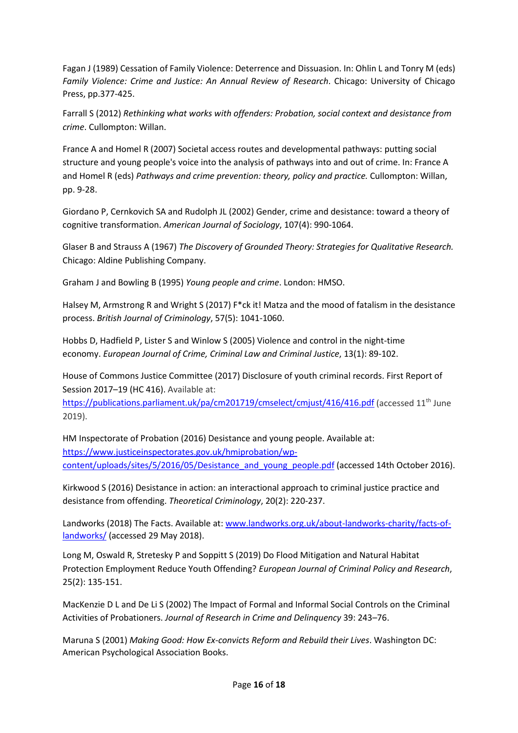Fagan J (1989) Cessation of Family Violence: Deterrence and Dissuasion. In: Ohlin L and Tonry M (eds) *Family Violence: Crime and Justice: An Annual Review of Research*. Chicago: University of Chicago Press, pp.377-425.

Farrall S (2012) *Rethinking what works with offenders: Probation, social context and desistance from crime*. Cullompton: Willan.

France A and Homel R (2007) Societal access routes and developmental pathways: putting social structure and young people's voice into the analysis of pathways into and out of crime. In: France A and Homel R (eds) *Pathways and crime prevention: theory, policy and practice.* Cullompton: Willan, pp. 9-28.

Giordano P, Cernkovich SA and Rudolph JL (2002) Gender, crime and desistance: toward a theory of cognitive transformation. *American Journal of Sociology*, 107(4): 990-1064.

Glaser B and Strauss A (1967) *The Discovery of Grounded Theory: Strategies for Qualitative Research.* Chicago: Aldine Publishing Company.

Graham J and Bowling B (1995) *Young people and crime*. London: HMSO.

Halsey M, Armstrong R and Wright S (2017) F*ck it! Matza and the mood of fatalism in the desistance process. *British Journal of Criminology*, 57(5): 1041-1060.

Hobbs D, Hadfield P, Lister S and Winlow S (2005) Violence and control in the night-time economy. *European Journal of Crime, Criminal Law and Criminal Justice*, 13(1): 89-102.

House of Commons Justice Committee (2017) Disclosure of youth criminal records. First Report of Session 2017–19 (HC 416). Available at: https://publications.parliament.uk/pa/cm201719/cmselect/cmjust/416/416.pdf (accessed 11th June 2019).

HM Inspectorate of Probation (2016) Desistance and young people. Available at: https://www.justiceinspectorates.gov.uk/hmiprobation/wp-content/uploads/sites/5/2016/05/Desistance_and_young_people.pdf (accessed 14th October 2016).

Kirkwood S (2016) Desistance in action: an interactional approach to criminal justice practice and desistance from offending. *Theoretical Criminology*, 20(2): 220-237.

Landworks (2018) The Facts. Available at: www.landworks.org.uk/about-landworks-charity/facts-of-landworks/ (accessed 29 May 2018).

Long M, Oswald R, Stretesky P and Soppitt S (2019) Do Flood Mitigation and Natural Habitat Protection Employment Reduce Youth Offending? *European Journal of Criminal Policy and Research*, 25(2): 135-151.

MacKenzie D L and De Li S (2002) The Impact of Formal and Informal Social Controls on the Criminal Activities of Probationers. *Journal of Research in Crime and Delinquency* 39: 243–76.

Maruna S (2001) *Making Good: How Ex-convicts Reform and Rebuild their Lives*. Washington DC: American Psychological Association Books.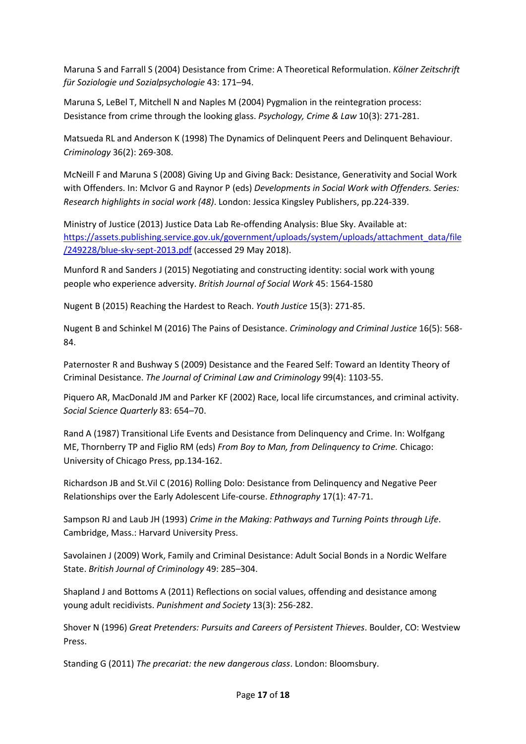Maruna S and Farrall S (2004) Desistance from Crime: A Theoretical Reformulation. *Kölner Zeitschrift für Soziologie und Sozialpsychologie* 43: 171–94.

Maruna S, LeBel T, Mitchell N and Naples M (2004) Pygmalion in the reintegration process: Desistance from crime through the looking glass. *Psychology, Crime & Law* 10(3): 271-281.

Matsueda RL and Anderson K (1998) The Dynamics of Delinquent Peers and Delinquent Behaviour. *Criminology* 36(2): 269-308.

McNeill F and Maruna S (2008) Giving Up and Giving Back: Desistance, Generativity and Social Work with Offenders. In: McIvor G and Raynor P (eds) *Developments in Social Work with Offenders. Series: Research highlights in social work (48)*. London: Jessica Kingsley Publishers, pp.224-339.

Ministry of Justice (2013) Justice Data Lab Re-offending Analysis: Blue Sky. Available at: https://assets.publishing.service.gov.uk/government/uploads/system/uploads/attachment_data/file/249228/blue-sky-sept-2013.pdf (accessed 29 May 2018).

Munford R and Sanders J (2015) Negotiating and constructing identity: social work with young people who experience adversity. *British Journal of Social Work* 45: 1564-1580

Nugent B (2015) Reaching the Hardest to Reach. *Youth Justice* 15(3): 271-85.

Nugent B and Schinkel M (2016) The Pains of Desistance. *Criminology and Criminal Justice* 16(5): 568-84.

Paternoster R and Bushway S (2009) Desistance and the Feared Self: Toward an Identity Theory of Criminal Desistance. *The Journal of Criminal Law and Criminology* 99(4): 1103-55.

Piquero AR, MacDonald JM and Parker KF (2002) Race, local life circumstances, and criminal activity. *Social Science Quarterly* 83: 654–70.

Rand A (1987) Transitional Life Events and Desistance from Delinquency and Crime. In: Wolfgang ME, Thornberry TP and Figlio RM (eds) *From Boy to Man, from Delinquency to Crime.* Chicago: University of Chicago Press, pp.134-162.

Richardson JB and St.Vil C (2016) Rolling Dolo: Desistance from Delinquency and Negative Peer Relationships over the Early Adolescent Life-course. *Ethnography* 17(1): 47-71.

Sampson RJ and Laub JH (1993) *Crime in the Making: Pathways and Turning Points through Life*. Cambridge, Mass.: Harvard University Press.

Savolainen J (2009) Work, Family and Criminal Desistance: Adult Social Bonds in a Nordic Welfare State. *British Journal of Criminology* 49: 285–304.

Shapland J and Bottoms A (2011) Reflections on social values, offending and desistance among young adult recidivists. *Punishment and Society* 13(3): 256-282.

Shover N (1996) *Great Pretenders: Pursuits and Careers of Persistent Thieves*. Boulder, CO: Westview Press.

Standing G (2011) *The precariat: the new dangerous class*. London: Bloomsbury.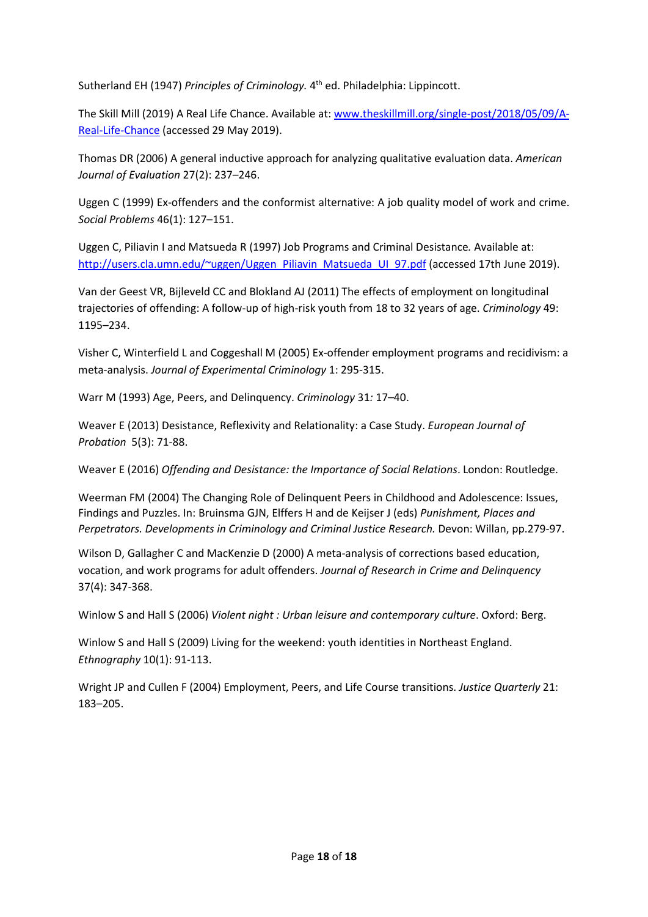Sutherland EH (1947) *Principles of Criminology.* 4th ed. Philadelphia: Lippincott.

The Skill Mill (2019) A Real Life Chance. Available at: [www.theskillmill.org/single-post/2018/05/09/A-Real-Life-Chance](www.theskillmill.org/single-post/2018/05/09/A-Real-Life-Chance) (accessed 29 May 2019).

Thomas DR (2006) A general inductive approach for analyzing qualitative evaluation data. *American Journal of Evaluation* 27(2): 237–246.

Uggen C (1999) Ex-offenders and the conformist alternative: A job quality model of work and crime. *Social Problems* 46(1): 127–151.

Uggen C, Piliavin I and Matsueda R (1997) Job Programs and Criminal Desistance*.* Available at: [http://users.cla.umn.edu/~uggen/Uggen_Piliavin_Matsueda_UI_97.pdf](http://users.cla.umn.edu/~uggen/Uggen_Piliavin_Matsueda_UI_97.pdf) (accessed 17th June 2019).

Van der Geest VR, Bijleveld CC and Blokland AJ (2011) The effects of employment on longitudinal trajectories of offending: A follow-up of high-risk youth from 18 to 32 years of age. *Criminology* 49: 1195–234.

Visher C, Winterfield L and Coggeshall M (2005) Ex-offender employment programs and recidivism: a meta-analysis. *Journal of Experimental Criminology* 1: 295-315.

Warr M (1993) Age, Peers, and Delinquency. *Criminology* 31*:* 17–40.

Weaver E (2013) Desistance, Reflexivity and Relationality: a Case Study. *European Journal of Probation* 5(3): 71-88.

Weaver E (2016) *Offending and Desistance: the Importance of Social Relations*. London: Routledge.

Weerman FM (2004) The Changing Role of Delinquent Peers in Childhood and Adolescence: Issues, Findings and Puzzles. In: Bruinsma GJN, Elffers H and de Keijser J (eds) *Punishment, Places and Perpetrators. Developments in Criminology and Criminal Justice Research.* Devon: Willan, pp.279-97.

Wilson D, Gallagher C and MacKenzie D (2000) A meta-analysis of corrections based education, vocation, and work programs for adult offenders. *Journal of Research in Crime and Delinquency* 37(4): 347-368.

Winlow S and Hall S (2006) *Violent night : Urban leisure and contemporary culture*. Oxford: Berg.

Winlow S and Hall S (2009) Living for the weekend: youth identities in Northeast England. *Ethnography* 10(1): 91-113.

Wright JP and Cullen F (2004) Employment, Peers, and Life Course transitions. *Justice Quarterly* 21: 183–205.